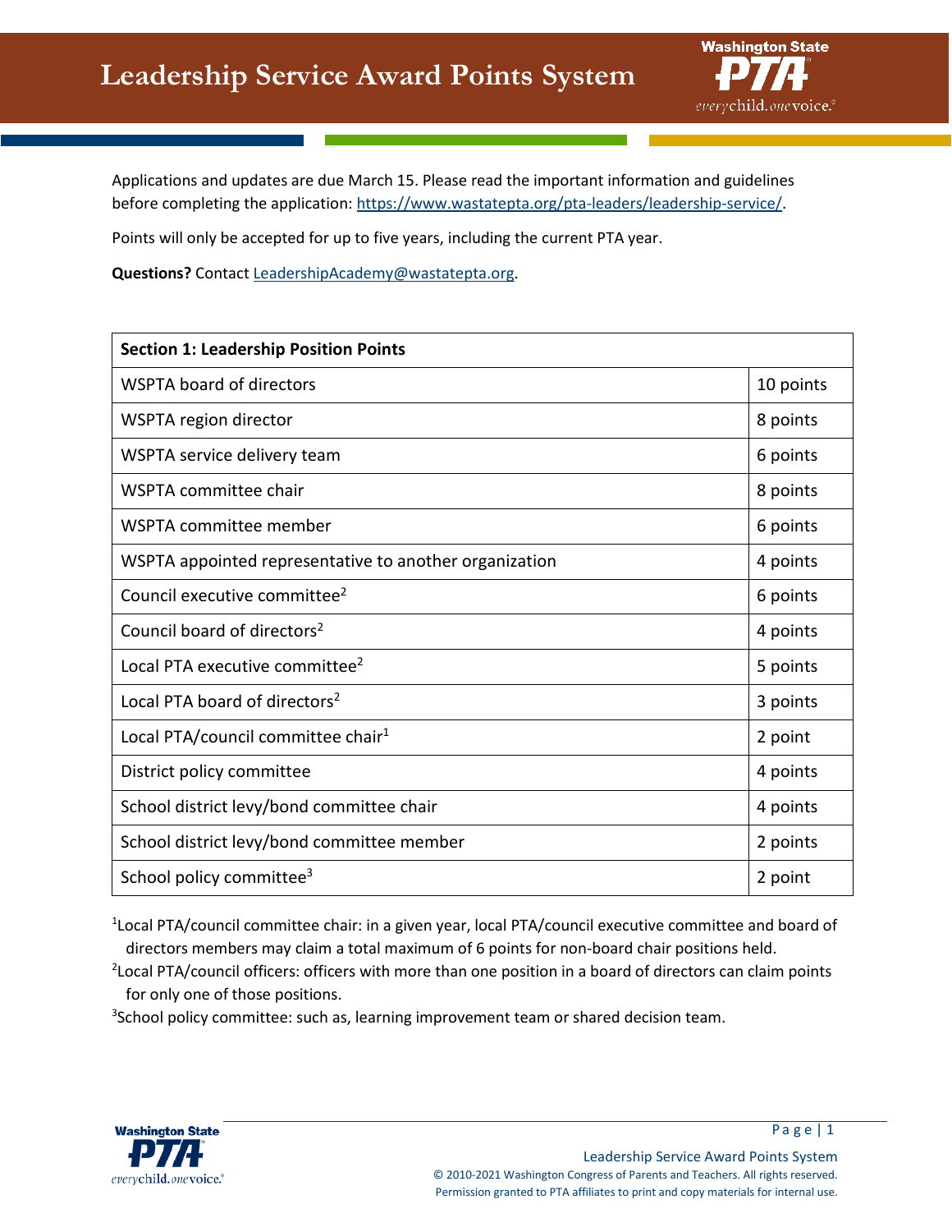# Leadership Service Award Points System

Applications and updates are due March 15. Please read the important information and guidelines before completing the application: [https://www.wastatepta.org/pta-leaders/leadership-service/](https://www.wastatepta.org/pta-leaders/leadership-service/).

Points will only be accepted for up to five years, including the current PTA year.

**Questions?** Contact [LeadershipAcademy@wastatepta.org](mailto:LeadershipAcademy@wastatepta.org).

| **Section 1: Leadership Position Points** | |
|---|---|
| WSPTA board of directors | 10 points |
| WSPTA region director | 8 points |
| WSPTA service delivery team | 6 points |
| WSPTA committee chair | 8 points |
| WSPTA committee member | 6 points |
| WSPTA appointed representative to another organization | 4 points |
| Council executive committee[2] | 6 points |
| Council board of directors[2] | 4 points |
| Local PTA executive committee[2] | 5 points |
| Local PTA board of directors[2] | 3 points |
| Local PTA/council committee chair[1] | 2 point |
| District policy committee | 4 points |
| School district levy/bond committee chair | 4 points |
| School district levy/bond committee member | 2 points |
| School policy committee[3] | 2 point |

[1]Local PTA/council committee chair: in a given year, local PTA/council executive committee and board of directors members may claim a total maximum of 6 points for non-board chair positions held.

[2]Local PTA/council officers: officers with more than one position in a board of directors can claim points for only one of those positions.

[3]School policy committee: such as, learning improvement team or shared decision team.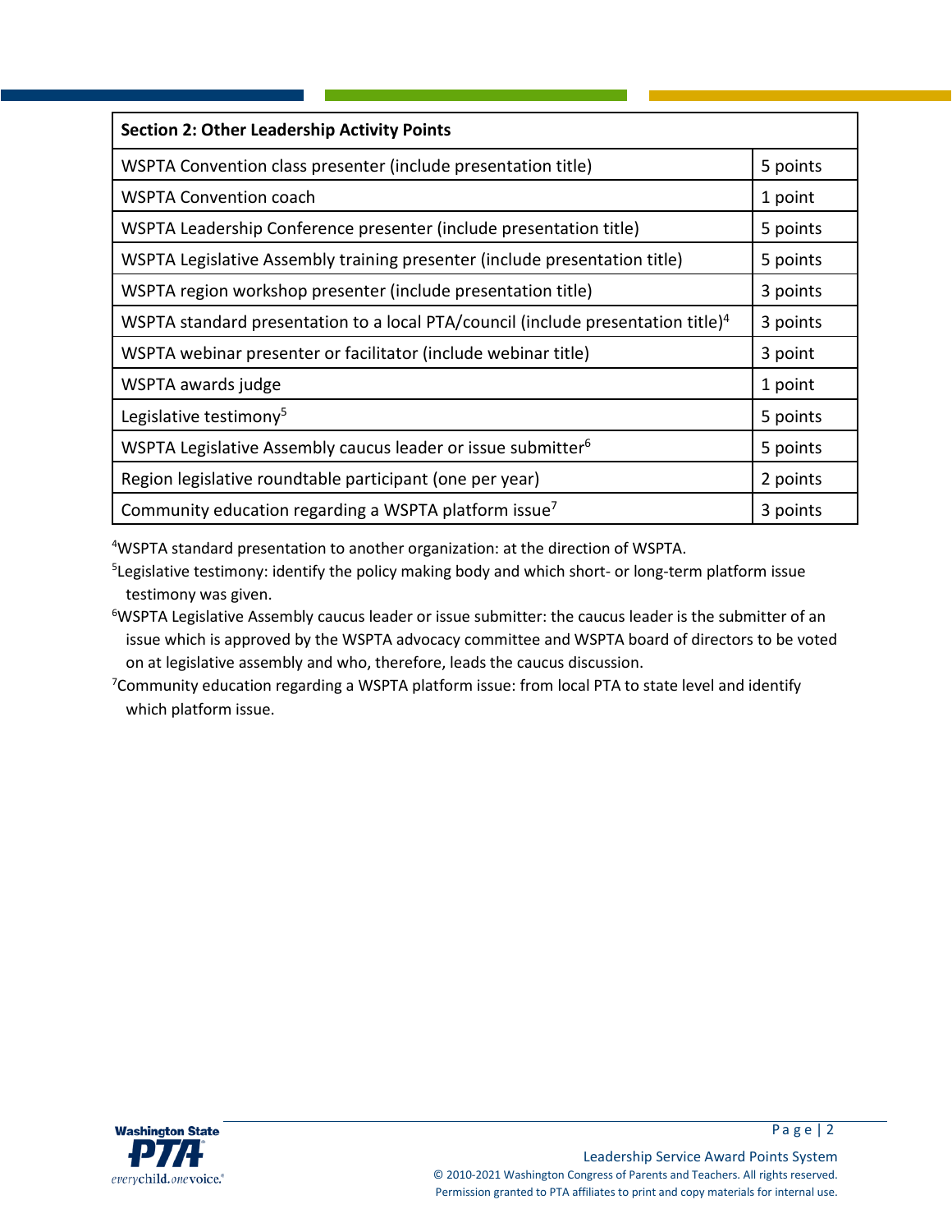| Section 2: Other Leadership Activity Points | |
|---|---|
| WSPTA Convention class presenter (include presentation title) | 5 points |
| WSPTA Convention coach | 1 point |
| WSPTA Leadership Conference presenter (include presentation title) | 5 points |
| WSPTA Legislative Assembly training presenter (include presentation title) | 5 points |
| WSPTA region workshop presenter (include presentation title) | 3 points |
| WSPTA standard presentation to a local PTA/council (include presentation title)[4] | 3 points |
| WSPTA webinar presenter or facilitator (include webinar title) | 3 point |
| WSPTA awards judge | 1 point |
| Legislative testimony[5] | 5 points |
| WSPTA Legislative Assembly caucus leader or issue submitter[6] | 5 points |
| Region legislative roundtable participant (one per year) | 2 points |
| Community education regarding a WSPTA platform issue[7] | 3 points |

[4]WSPTA standard presentation to another organization: at the direction of WSPTA.

[5]Legislative testimony: identify the policy making body and which short- or long-term platform issue testimony was given.

[6]WSPTA Legislative Assembly caucus leader or issue submitter: the caucus leader is the submitter of an issue which is approved by the WSPTA advocacy committee and WSPTA board of directors to be voted on at legislative assembly and who, therefore, leads the caucus discussion.

[7]Community education regarding a WSPTA platform issue: from local PTA to state level and identify which platform issue.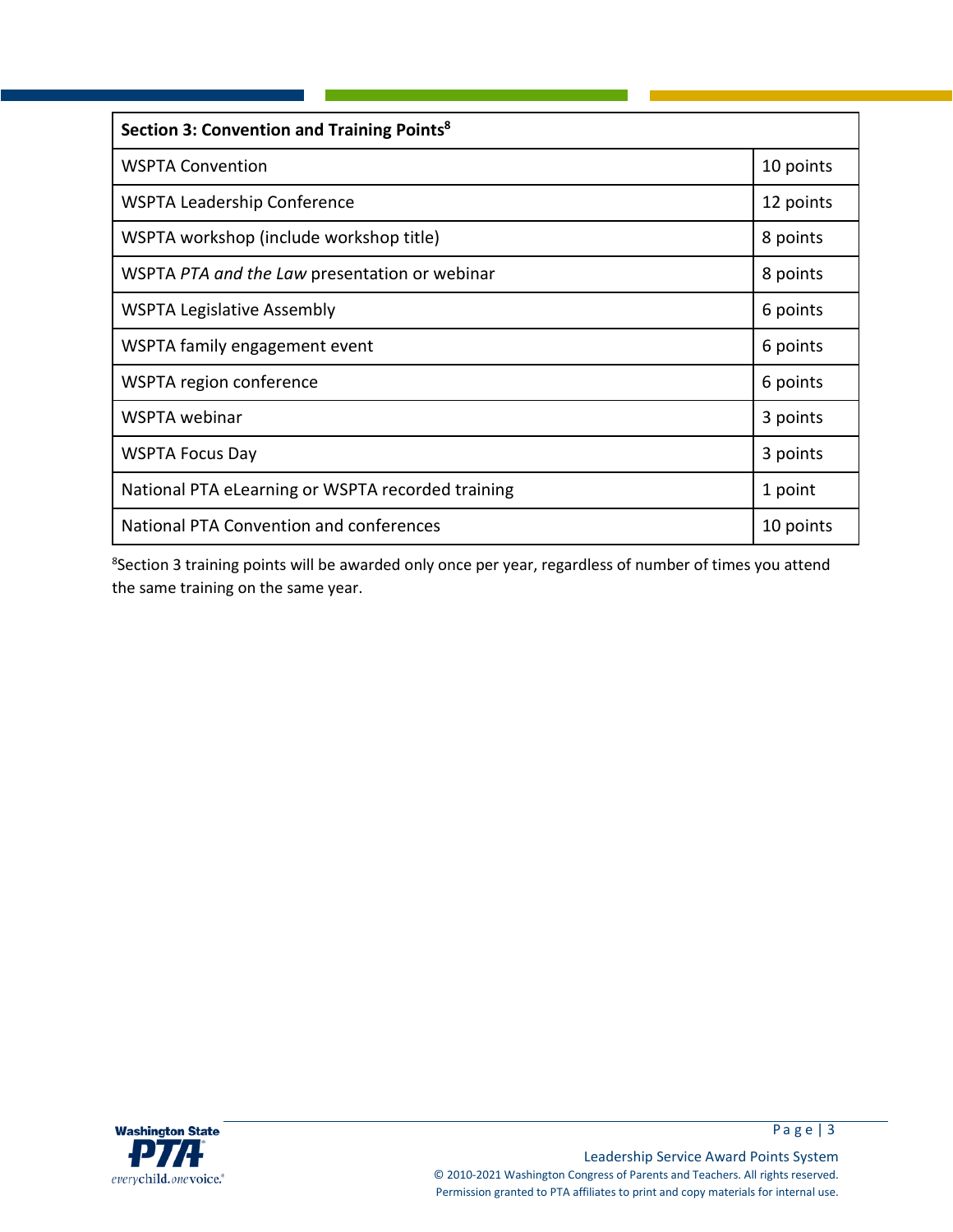| Section 3: Convention and Training Points[8] | |
|---|---|
| WSPTA Convention | 10 points |
| WSPTA Leadership Conference | 12 points |
| WSPTA workshop (include workshop title) | 8 points |
| WSPTA *PTA and the Law* presentation or webinar | 8 points |
| WSPTA Legislative Assembly | 6 points |
| WSPTA family engagement event | 6 points |
| WSPTA region conference | 6 points |
| WSPTA webinar | 3 points |
| WSPTA Focus Day | 3 points |
| National PTA eLearning or WSPTA recorded training | 1 point |
| National PTA Convention and conferences | 10 points |

[8]Section 3 training points will be awarded only once per year, regardless of number of times you attend the same training on the same year.